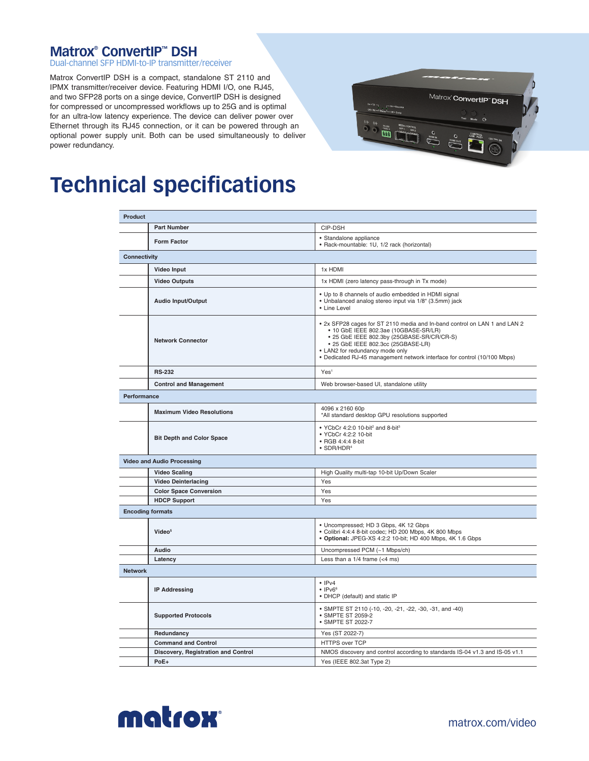# Matrox® ConvertIP™ DSH

Dual-channel SFP HDMI-to-IP transmitter/receiver

Matrox ConvertIP DSH is a compact, standalone ST 2110 and IPMX transmitter/receiver device. Featuring HDMI I/O, one RJ45, and two SFP28 ports on a singe device, ConvertIP DSH is designed for compressed or uncompressed workflows up to 25G and is optimal for an ultra-low latency experience. The device can deliver power over Ethernet through its RJ45 connection, or it can be powered through an optional power supply unit. Both can be used simultaneously to deliver power redundancy.

# Technical specifications

| | | |
|---|---|---|
| **Product** | | |
| | **Part Number** | CIP-DSH |
| | **Form Factor** | • Standalone appliance<br>• Rack-mountable: 1U, 1/2 rack (horizontal) |
| **Connectivity** | | |
| | **Video Input** | 1x HDMI |
| | **Video Outputs** | 1x HDMI (zero latency pass-through in Tx mode) |
| | **Audio Input/Output** | • Up to 8 channels of audio embedded in HDMI signal<br>• Unbalanced analog stereo input via 1/8" (3.5mm) jack<br>• Line Level |
| | **Network Connector** | • 2x SFP28 cages for ST 2110 media and In-band control on LAN 1 and LAN 2<br>&nbsp;&nbsp;• 10 GbE IEEE 802.3ae (10GBASE-SR/LR)<br>&nbsp;&nbsp;• 25 GbE IEEE 802.3by (25GBASE-SR/CR/CR-S)<br>&nbsp;&nbsp;• 25 GbE IEEE 802.3cc (25GBASE-LR)<br>• LAN2 for redundancy mode only<br>• Dedicated RJ-45 management network interface for control (10/100 Mbps) |
| | **RS-232** | Yes[1] |
| | **Control and Management** | Web browser-based UI, standalone utility |
| **Performance** | | |
| | **Maximum Video Resolutions** | 4096 x 2160 60p<br>*All standard desktop GPU resolutions supported |
| | **Bit Depth and Color Space** | • YCbCr 4:2:0 10-bit[2] and 8-bit[3]<br>• YCbCr 4:2:2 10-bit<br>• RGB 4:4:4 8-bit<br>• SDR/HDR[4] |
| **Video and Audio Processing** | | |
| | **Video Scaling** | High Quality multi-tap 10-bit Up/Down Scaler |
| | **Video Deinterlacing** | Yes |
| | **Color Space Conversion** | Yes |
| | **HDCP Support** | Yes |
| **Encoding formats** | | |
| | **Video[5]** | • Uncompressed; HD 3 Gbps, 4K 12 Gbps<br>• Colibri 4:4:4 8-bit codec; HD 200 Mbps, 4K 800 Mbps<br>• **Optional:** JPEG-XS 4:2:2 10-bit; HD 400 Mbps, 4K 1.6 Gbps |
| | **Audio** | Uncompressed PCM (~1 Mbps/ch) |
| | **Latency** | Less than a 1/4 frame (<4 ms) |
| **Network** | | |
| | **IP Addressing** | • IPv4<br>• IPv6[6]<br>• DHCP (default) and static IP |
| | **Supported Protocols** | • SMPTE ST 2110 (-10, -20, -21, -22, -30, -31, and -40)<br>• SMPTE ST 2059-2<br>• SMPTE ST 2022-7 |
| | **Redundancy** | Yes (ST 2022-7) |
| | **Command and Control** | HTTPS over TCP |
| | **Discovery, Registration and Control** | NMOS discovery and control according to standards IS-04 v1.3 and IS-05 v1.1 |
| | **PoE+** | Yes (IEEE 802.3at Type 2) |

matrox®

matrox.com/video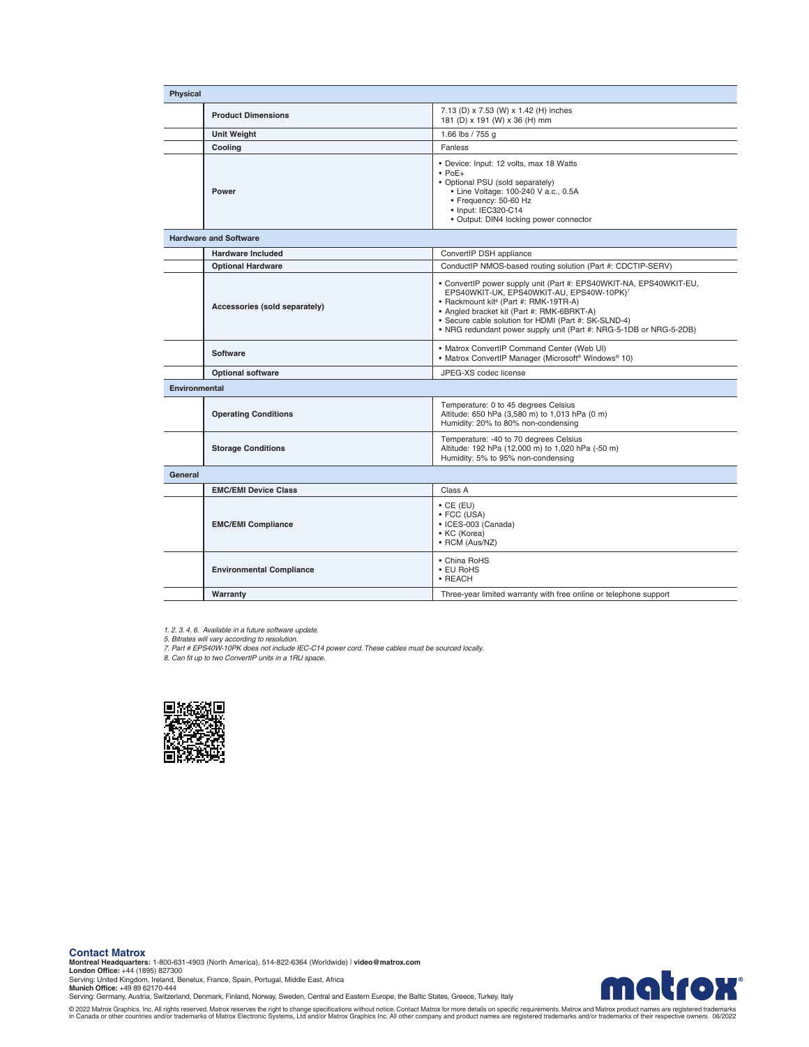| | | |
|---|---|---|
| **Physical** | | |
| | **Product Dimensions** | 7.13 (D) x 7.53 (W) x 1.42 (H) inches<br>181 (D) x 191 (W) x 36 (H) mm |
| | **Unit Weight** | 1.66 lbs / 755 g |
| | **Cooling** | Fanless |
| | **Power** | • Device: Input: 12 volts, max 18 Watts<br>• PoE+<br>• Optional PSU (sold separately)<br>  • Line Voltage: 100-240 V a.c., 0.5A<br>  • Frequency: 50-60 Hz<br>  • Input: IEC320-C14<br>  • Output: DIN4 locking power connector |
| **Hardware and Software** | | |
| | **Hardware Included** | ConvertIP DSH appliance |
| | **Optional Hardware** | ConductIP NMOS-based routing solution (Part #: CDCTIP-SERV) |
| | **Accessories (sold separately)** | • ConvertIP power supply unit (Part #: EPS40WKIT-NA, EPS40WKIT-EU, EPS40WKIT-UK, EPS40WKIT-AU, EPS40W-10PK)[7]<br>• Rackmount kit[8] (Part #: RMK-19TR-A)<br>• Angled bracket kit (Part #: RMK-6BRKT-A)<br>• Secure cable solution for HDMI (Part #: SK-SLND-4)<br>• NRG redundant power supply unit (Part #: NRG-5-1DB or NRG-5-2DB) |
| | **Software** | • Matrox ConvertIP Command Center (Web UI)<br>• Matrox ConvertIP Manager (Microsoft® Windows® 10) |
| | **Optional software** | JPEG-XS codec license |
| **Environmental** | | |
| | **Operating Conditions** | Temperature: 0 to 45 degrees Celsius<br>Altitude: 650 hPa (3,580 m) to 1,013 hPa (0 m)<br>Humidity: 20% to 80% non-condensing |
| | **Storage Conditions** | Temperature: -40 to 70 degrees Celsius<br>Altitude: 192 hPa (12,000 m) to 1,020 hPa (-50 m)<br>Humidity: 5% to 95% non-condensing |
| **General** | | |
| | **EMC/EMI Device Class** | Class A |
| | **EMC/EMI Compliance** | • CE (EU)<br>• FCC (USA)<br>• ICES-003 (Canada)<br>• KC (Korea)<br>• RCM (Aus/NZ) |
| | **Environmental Compliance** | • China RoHS<br>• EU RoHS<br>• REACH |
| | **Warranty** | Three-year limited warranty with free online or telephone support |

*1. 2. 3. 4. 6. Available in a future software update.*
*5. Bitrates will vary according to resolution.*
*7. Part # EPS40W-10PK does not include IEC-C14 power cord. These cables must be sourced locally.*
*8. Can fit up to two ConvertIP units in a 1RU space.*

## Contact Matrox

**Montreal Headquarters:** 1-800-631-4903 (North America), 514-822-6364 (Worldwide) | **video@matrox.com**
**London Office:** +44 (1895) 827300
Serving: United Kingdom, Ireland, Benelux, France, Spain, Portugal, Middle East, Africa
**Munich Office:** +49 89 62170-444
Serving: Germany, Austria, Switzerland, Denmark, Finland, Norway, Sweden, Central and Eastern Europe, the Baltic States, Greece, Turkey, Italy

matrox®

© 2022 Matrox Graphics, Inc. All rights reserved. Matrox reserves the right to change specifications without notice. Contact Matrox for more details on specific requirements. Matrox and Matrox product names are registered trademarks in Canada or other countries and/or trademarks of Matrox Electronic Systems, Ltd and/or Matrox Graphics Inc. All other company and product names are registered trademarks and/or trademarks of their respective owners. 06/2022